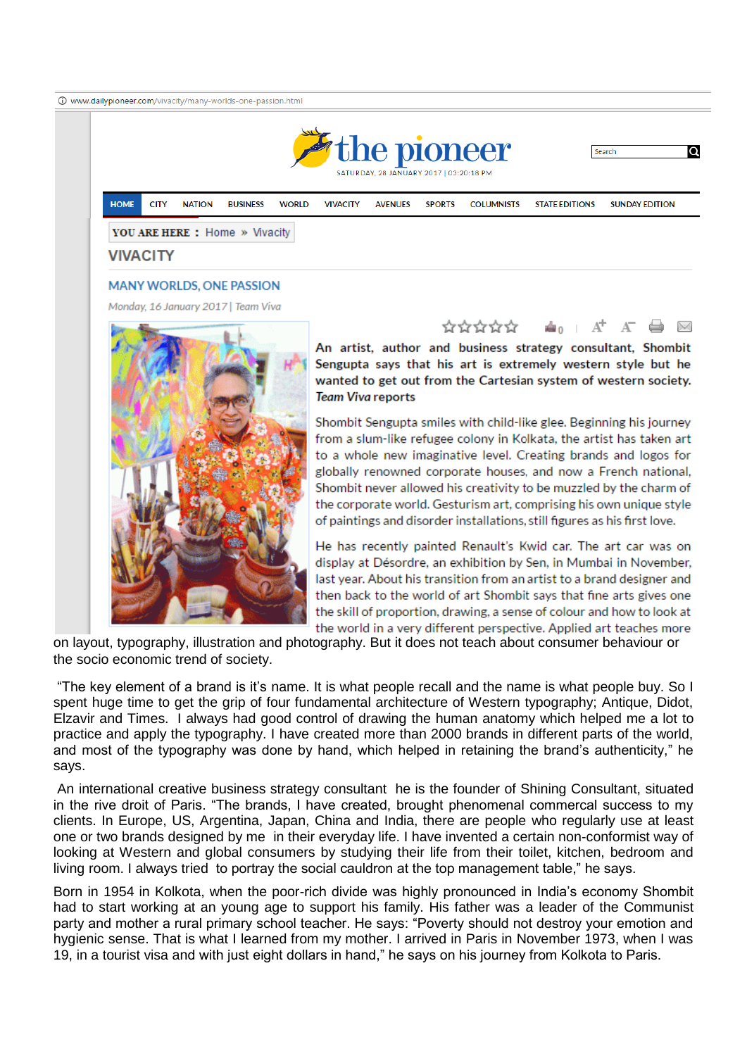www.dailypioneer.com/vivacity/many-worlds-one-passion.html

# the pioneer

SATURDAY, 28 JANUARY 2017 | 03:20:18 PM

HOME | CITY | NATION | BUSINESS | WORLD | VIVACITY | AVENUES | SPORTS | COLUMNISTS | STATE EDITIONS | SUNDAY EDITION

YOU ARE HERE : Home » Vivacity

## VIVACITY

### MANY WORLDS, ONE PASSION

*Monday, 16 January 2017 | Team Viva*

**An artist, author and business strategy consultant, Shombit Sengupta says that his art is extremely western style but he wanted to get out from the Cartesian system of western society. *Team Viva* reports**

Shombit Sengupta smiles with child-like glee. Beginning his journey from a slum-like refugee colony in Kolkata, the artist has taken art to a whole new imaginative level. Creating brands and logos for globally renowned corporate houses, and now a French national, Shombit never allowed his creativity to be muzzled by the charm of the corporate world. Gesturism art, comprising his own unique style of paintings and disorder installations, still figures as his first love.

He has recently painted Renault's Kwid car. The art car was on display at Désordre, an exhibition by Sen, in Mumbai in November, last year. About his transition from an artist to a brand designer and then back to the world of art Shombit says that fine arts gives one the skill of proportion, drawing, a sense of colour and how to look at the world in a very different perspective. Applied art teaches more on layout, typography, illustration and photography. But it does not teach about consumer behaviour or the socio economic trend of society.

"The key element of a brand is it's name. It is what people recall and the name is what people buy. So I spent huge time to get the grip of four fundamental architecture of Western typography; Antique, Didot, Elzavir and Times. I always had good control of drawing the human anatomy which helped me a lot to practice and apply the typography. I have created more than 2000 brands in different parts of the world, and most of the typography was done by hand, which helped in retaining the brand's authenticity," he says.

An international creative business strategy consultant he is the founder of Shining Consultant, situated in the rive droit of Paris. "The brands, I have created, brought phenomenal commercal success to my clients. In Europe, US, Argentina, Japan, China and India, there are people who regularly use at least one or two brands designed by me in their everyday life. I have invented a certain non-conformist way of looking at Western and global consumers by studying their life from their toilet, kitchen, bedroom and living room. I always tried to portray the social cauldron at the top management table," he says.

Born in 1954 in Kolkota, when the poor-rich divide was highly pronounced in India's economy Shombit had to start working at an young age to support his family. His father was a leader of the Communist party and mother a rural primary school teacher. He says: "Poverty should not destroy your emotion and hygienic sense. That is what I learned from my mother. I arrived in Paris in November 1973, when I was 19, in a tourist visa and with just eight dollars in hand," he says on his journey from Kolkota to Paris.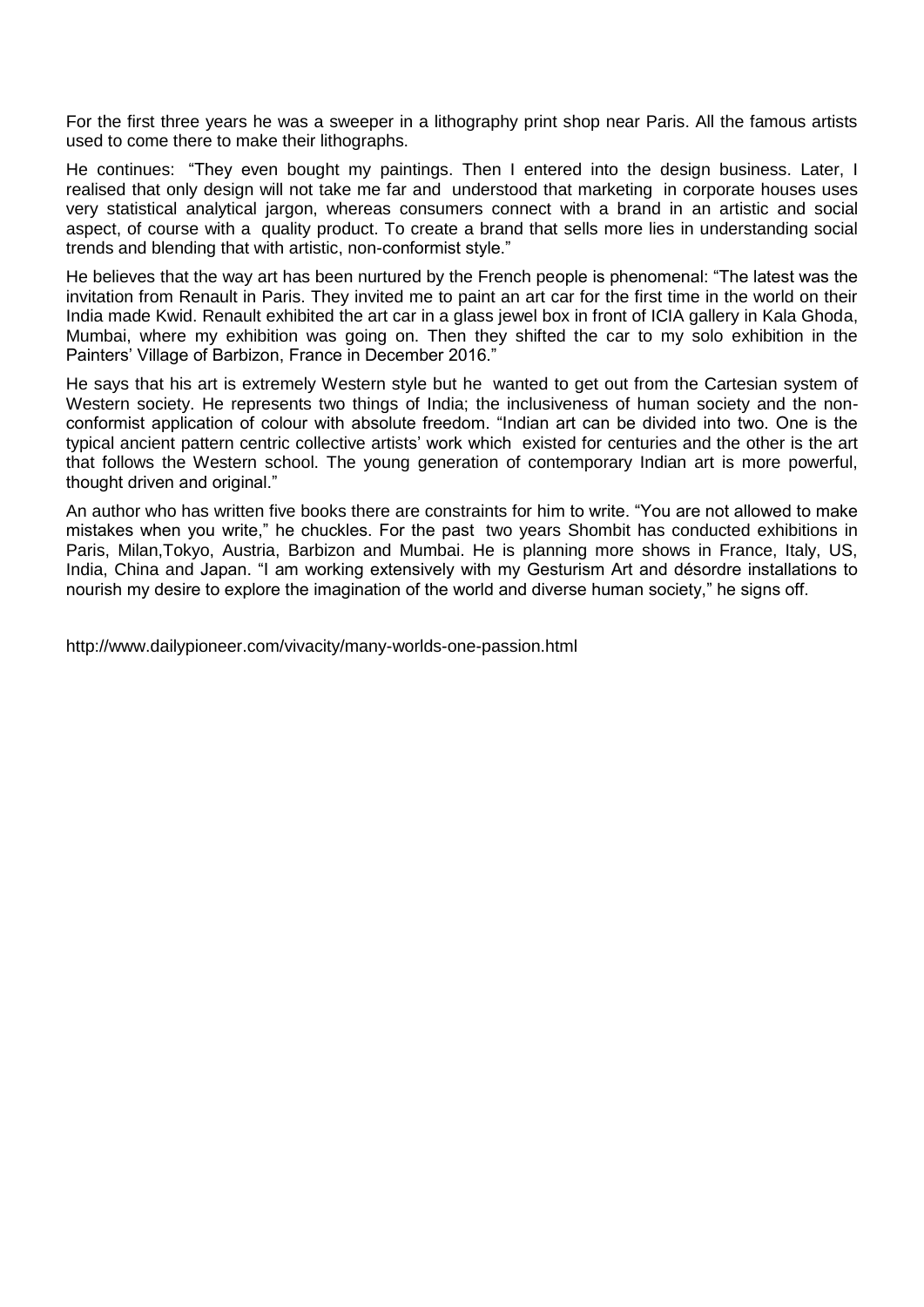For the first three years he was a sweeper in a lithography print shop near Paris. All the famous artists used to come there to make their lithographs.

He continues: "They even bought my paintings. Then I entered into the design business. Later, I realised that only design will not take me far and understood that marketing in corporate houses uses very statistical analytical jargon, whereas consumers connect with a brand in an artistic and social aspect, of course with a quality product. To create a brand that sells more lies in understanding social trends and blending that with artistic, non-conformist style."

He believes that the way art has been nurtured by the French people is phenomenal: "The latest was the invitation from Renault in Paris. They invited me to paint an art car for the first time in the world on their India made Kwid. Renault exhibited the art car in a glass jewel box in front of ICIA gallery in Kala Ghoda, Mumbai, where my exhibition was going on. Then they shifted the car to my solo exhibition in the Painters' Village of Barbizon, France in December 2016."

He says that his art is extremely Western style but he wanted to get out from the Cartesian system of Western society. He represents two things of India; the inclusiveness of human society and the non-conformist application of colour with absolute freedom. "Indian art can be divided into two. One is the typical ancient pattern centric collective artists' work which existed for centuries and the other is the art that follows the Western school. The young generation of contemporary Indian art is more powerful, thought driven and original."

An author who has written five books there are constraints for him to write. "You are not allowed to make mistakes when you write," he chuckles. For the past two years Shombit has conducted exhibitions in Paris, Milan,Tokyo, Austria, Barbizon and Mumbai. He is planning more shows in France, Italy, US, India, China and Japan. "I am working extensively with my Gesturism Art and désordre installations to nourish my desire to explore the imagination of the world and diverse human society," he signs off.

http://www.dailypioneer.com/vivacity/many-worlds-one-passion.html